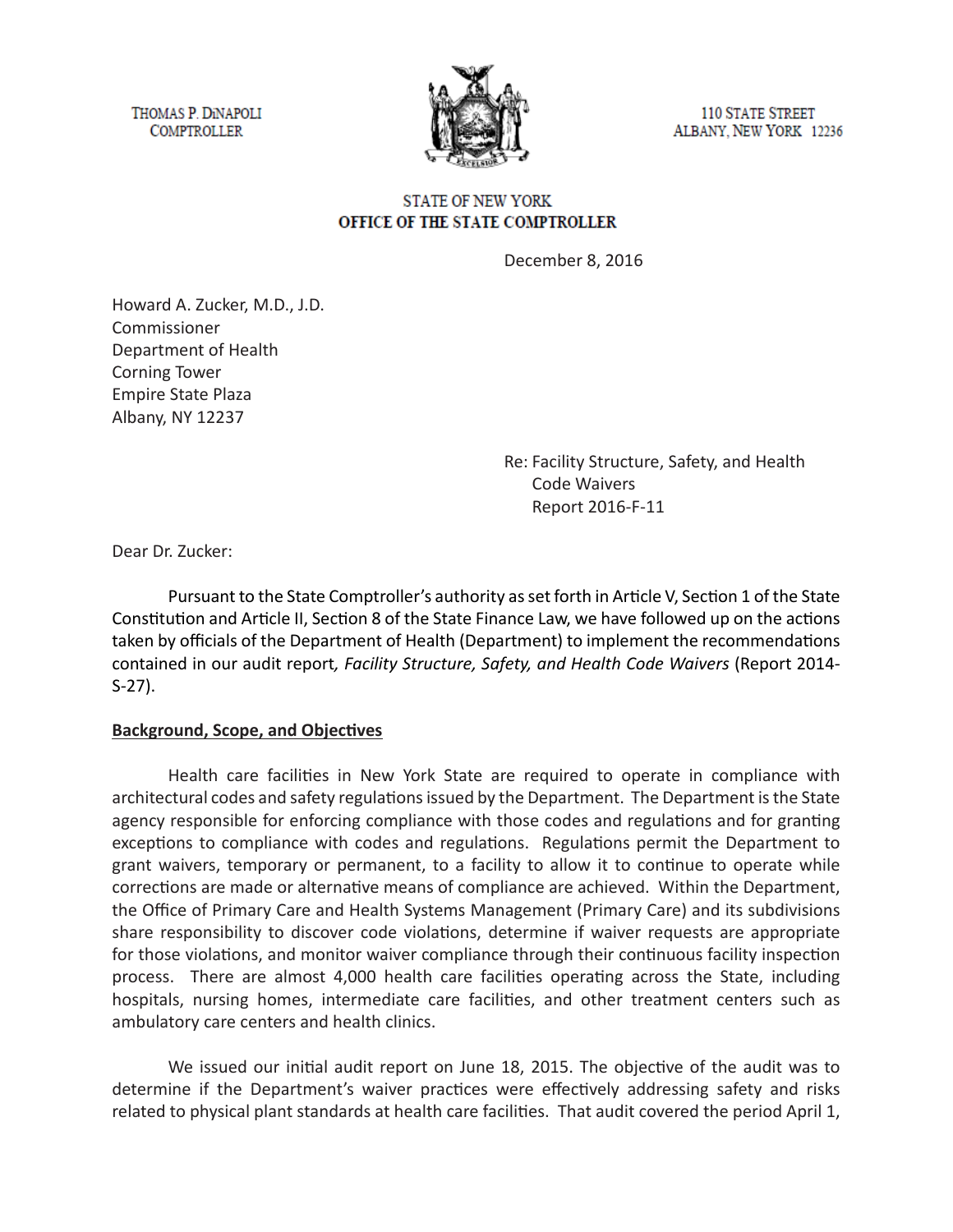THOMAS P. DiNAPOLI
COMPTROLLER

110 STATE STREET
ALBANY, NEW YORK 12236

STATE OF NEW YORK
**OFFICE OF THE STATE COMPTROLLER**

December 8, 2016

Howard A. Zucker, M.D., J.D.
Commissioner
Department of Health
Corning Tower
Empire State Plaza
Albany, NY 12237

Re: Facility Structure, Safety, and Health Code Waivers
Report 2016-F-11

Dear Dr. Zucker:

Pursuant to the State Comptroller's authority as set forth in Article V, Section 1 of the State Constitution and Article II, Section 8 of the State Finance Law, we have followed up on the actions taken by officials of the Department of Health (Department) to implement the recommendations contained in our audit report*, Facility Structure, Safety, and Health Code Waivers* (Report 2014-S-27).

**Background, Scope, and Objectives**

Health care facilities in New York State are required to operate in compliance with architectural codes and safety regulations issued by the Department. The Department is the State agency responsible for enforcing compliance with those codes and regulations and for granting exceptions to compliance with codes and regulations. Regulations permit the Department to grant waivers, temporary or permanent, to a facility to allow it to continue to operate while corrections are made or alternative means of compliance are achieved. Within the Department, the Office of Primary Care and Health Systems Management (Primary Care) and its subdivisions share responsibility to discover code violations, determine if waiver requests are appropriate for those violations, and monitor waiver compliance through their continuous facility inspection process. There are almost 4,000 health care facilities operating across the State, including hospitals, nursing homes, intermediate care facilities, and other treatment centers such as ambulatory care centers and health clinics.

We issued our initial audit report on June 18, 2015. The objective of the audit was to determine if the Department's waiver practices were effectively addressing safety and risks related to physical plant standards at health care facilities. That audit covered the period April 1,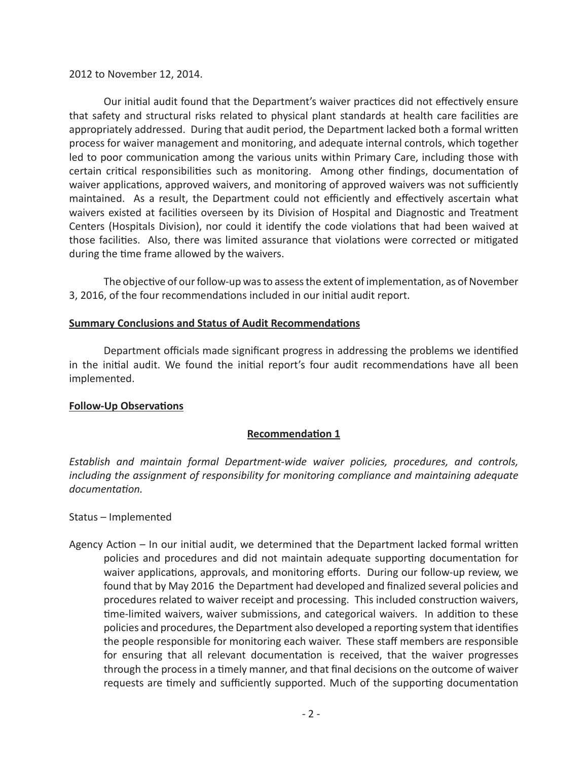2012 to November 12, 2014.

Our initial audit found that the Department's waiver practices did not effectively ensure that safety and structural risks related to physical plant standards at health care facilities are appropriately addressed. During that audit period, the Department lacked both a formal written process for waiver management and monitoring, and adequate internal controls, which together led to poor communication among the various units within Primary Care, including those with certain critical responsibilities such as monitoring. Among other findings, documentation of waiver applications, approved waivers, and monitoring of approved waivers was not sufficiently maintained. As a result, the Department could not efficiently and effectively ascertain what waivers existed at facilities overseen by its Division of Hospital and Diagnostic and Treatment Centers (Hospitals Division), nor could it identify the code violations that had been waived at those facilities. Also, there was limited assurance that violations were corrected or mitigated during the time frame allowed by the waivers.

The objective of our follow-up was to assess the extent of implementation, as of November 3, 2016, of the four recommendations included in our initial audit report.

**Summary Conclusions and Status of Audit Recommendations**

Department officials made significant progress in addressing the problems we identified in the initial audit. We found the initial report's four audit recommendations have all been implemented.

**Follow-Up Observations**

**Recommendation 1**

*Establish and maintain formal Department-wide waiver policies, procedures, and controls, including the assignment of responsibility for monitoring compliance and maintaining adequate documentation.*

Status – Implemented

Agency Action – In our initial audit, we determined that the Department lacked formal written policies and procedures and did not maintain adequate supporting documentation for waiver applications, approvals, and monitoring efforts. During our follow-up review, we found that by May 2016 the Department had developed and finalized several policies and procedures related to waiver receipt and processing. This included construction waivers, time-limited waivers, waiver submissions, and categorical waivers. In addition to these policies and procedures, the Department also developed a reporting system that identifies the people responsible for monitoring each waiver. These staff members are responsible for ensuring that all relevant documentation is received, that the waiver progresses through the process in a timely manner, and that final decisions on the outcome of waiver requests are timely and sufficiently supported. Much of the supporting documentation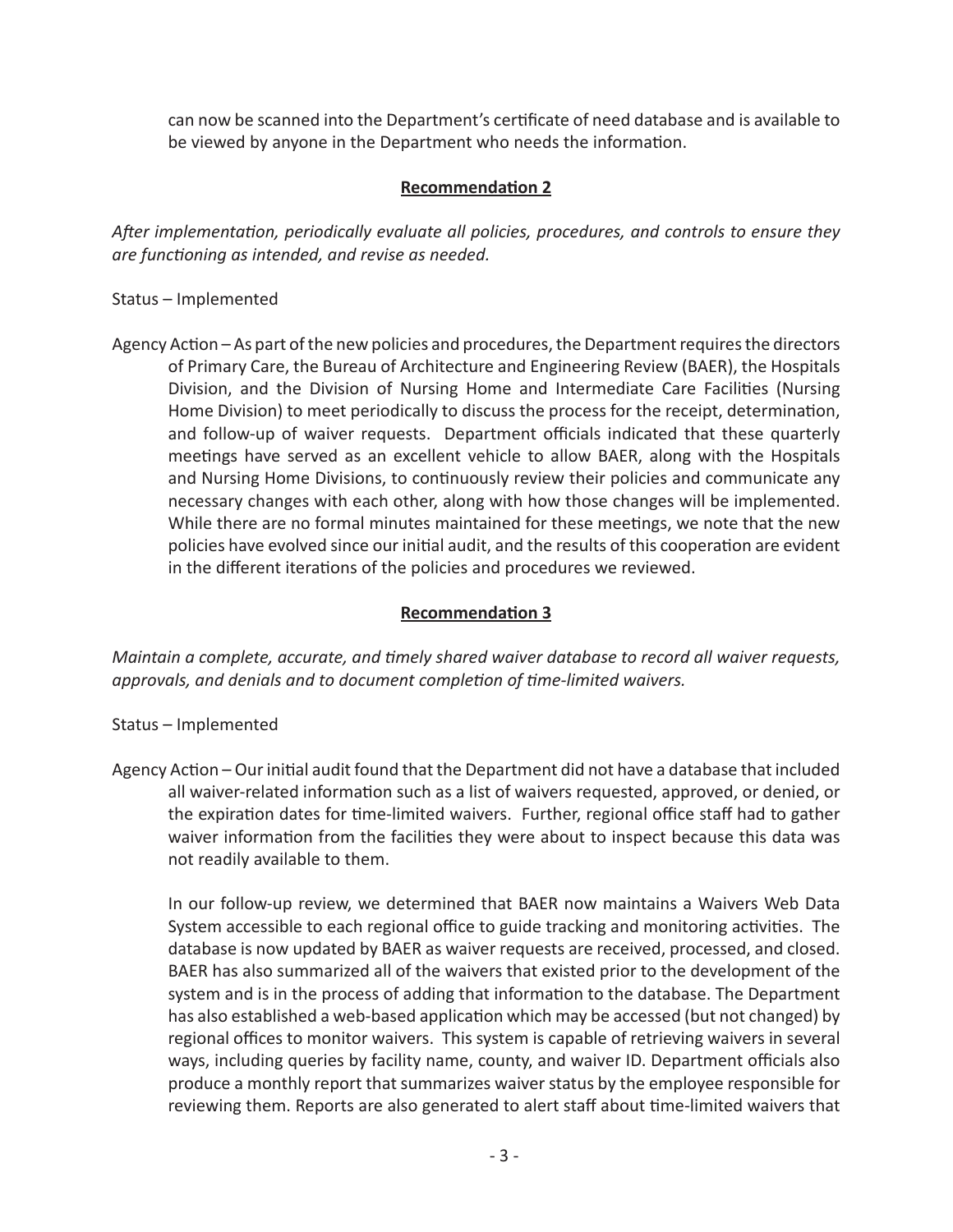can now be scanned into the Department's certificate of need database and is available to be viewed by anyone in the Department who needs the information.

**Recommendation 2**

*After implementation, periodically evaluate all policies, procedures, and controls to ensure they are functioning as intended, and revise as needed.*

Status – Implemented

Agency Action – As part of the new policies and procedures, the Department requires the directors of Primary Care, the Bureau of Architecture and Engineering Review (BAER), the Hospitals Division, and the Division of Nursing Home and Intermediate Care Facilities (Nursing Home Division) to meet periodically to discuss the process for the receipt, determination, and follow-up of waiver requests. Department officials indicated that these quarterly meetings have served as an excellent vehicle to allow BAER, along with the Hospitals and Nursing Home Divisions, to continuously review their policies and communicate any necessary changes with each other, along with how those changes will be implemented. While there are no formal minutes maintained for these meetings, we note that the new policies have evolved since our initial audit, and the results of this cooperation are evident in the different iterations of the policies and procedures we reviewed.

**Recommendation 3**

*Maintain a complete, accurate, and timely shared waiver database to record all waiver requests, approvals, and denials and to document completion of time-limited waivers.*

Status – Implemented

Agency Action – Our initial audit found that the Department did not have a database that included all waiver-related information such as a list of waivers requested, approved, or denied, or the expiration dates for time-limited waivers. Further, regional office staff had to gather waiver information from the facilities they were about to inspect because this data was not readily available to them.

In our follow-up review, we determined that BAER now maintains a Waivers Web Data System accessible to each regional office to guide tracking and monitoring activities. The database is now updated by BAER as waiver requests are received, processed, and closed. BAER has also summarized all of the waivers that existed prior to the development of the system and is in the process of adding that information to the database. The Department has also established a web-based application which may be accessed (but not changed) by regional offices to monitor waivers. This system is capable of retrieving waivers in several ways, including queries by facility name, county, and waiver ID. Department officials also produce a monthly report that summarizes waiver status by the employee responsible for reviewing them. Reports are also generated to alert staff about time-limited waivers that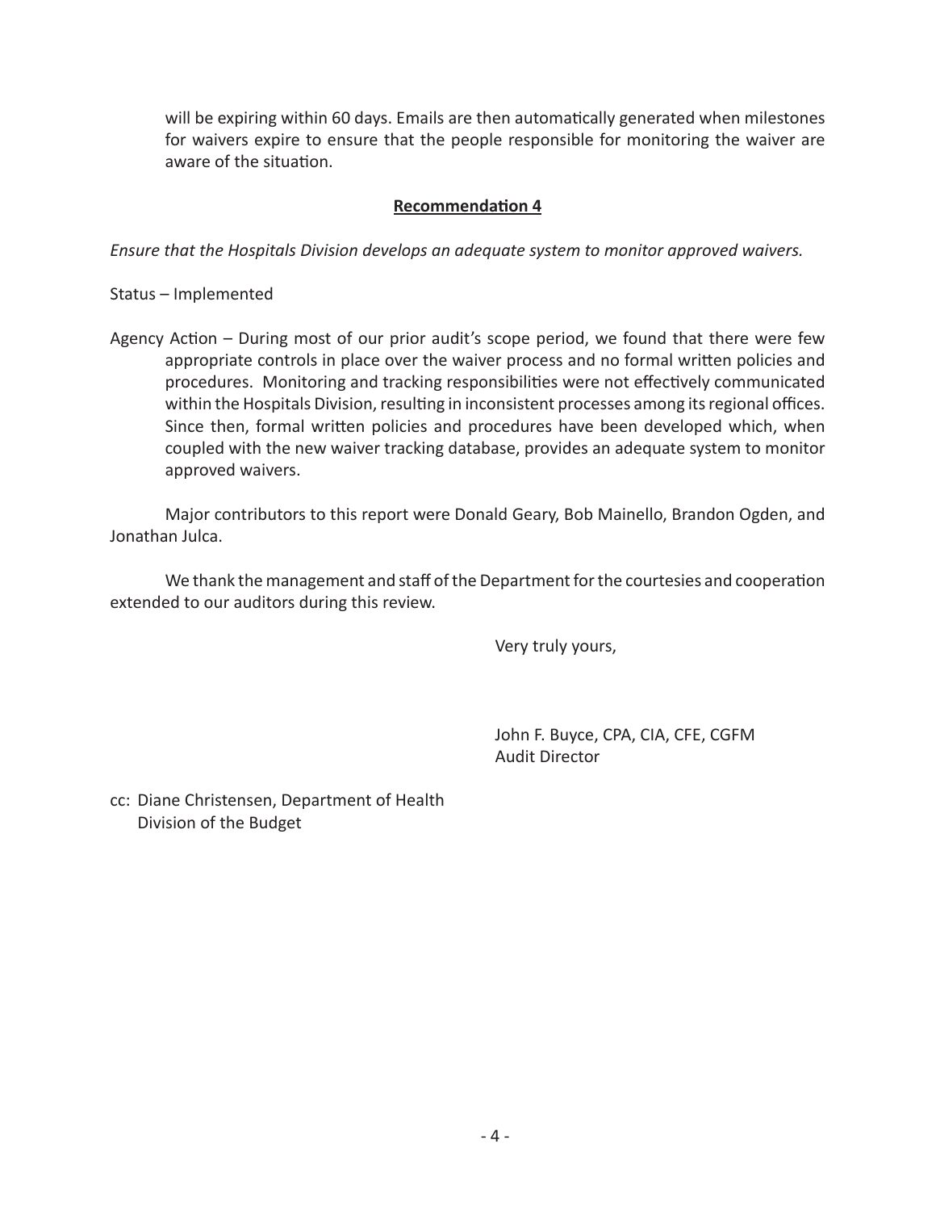will be expiring within 60 days. Emails are then automatically generated when milestones for waivers expire to ensure that the people responsible for monitoring the waiver are aware of the situation.

**Recommendation 4**

*Ensure that the Hospitals Division develops an adequate system to monitor approved waivers.*

Status – Implemented

Agency Action – During most of our prior audit's scope period, we found that there were few appropriate controls in place over the waiver process and no formal written policies and procedures. Monitoring and tracking responsibilities were not effectively communicated within the Hospitals Division, resulting in inconsistent processes among its regional offices. Since then, formal written policies and procedures have been developed which, when coupled with the new waiver tracking database, provides an adequate system to monitor approved waivers.

Major contributors to this report were Donald Geary, Bob Mainello, Brandon Ogden, and Jonathan Julca.

We thank the management and staff of the Department for the courtesies and cooperation extended to our auditors during this review.

Very truly yours,

John F. Buyce, CPA, CIA, CFE, CGFM
Audit Director

cc: Diane Christensen, Department of Health
Division of the Budget